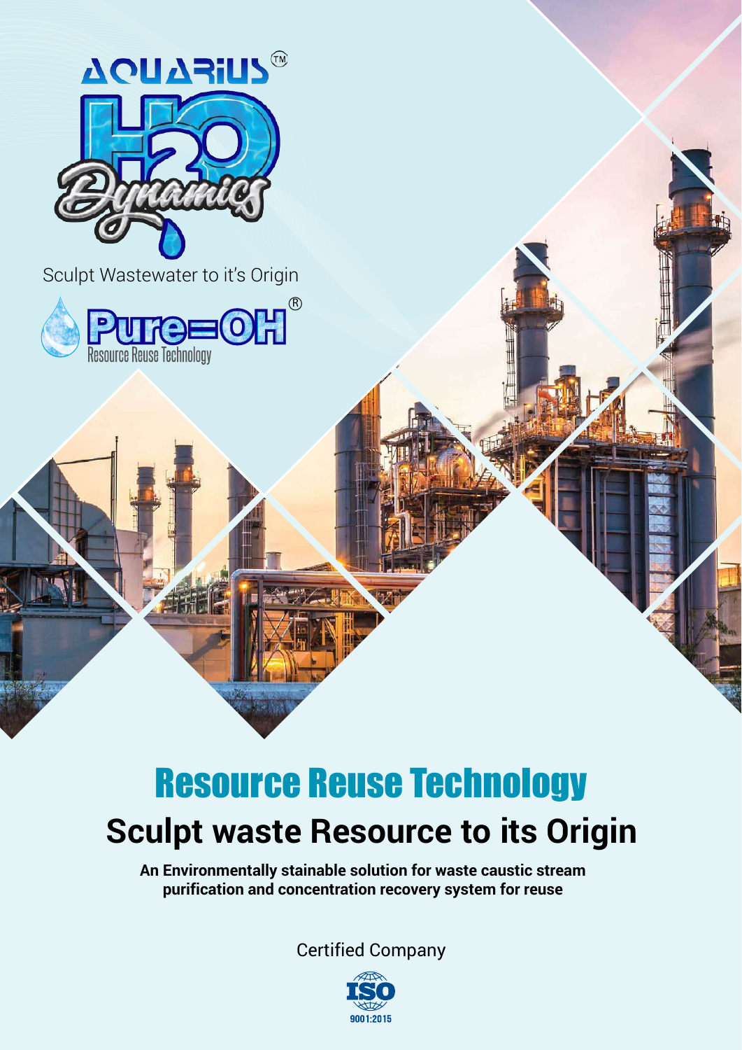AQUARIUS™

H2O Dynamics

Sculpt Wastewater to it's Origin

Pure=OH®

Resource Reuse Technology

# Resource Reuse Technology

## Sculpt waste Resource to its Origin

**An Environmentally stainable solution for waste caustic stream purification and concentration recovery system for reuse**

Certified Company

ISO 9001:2015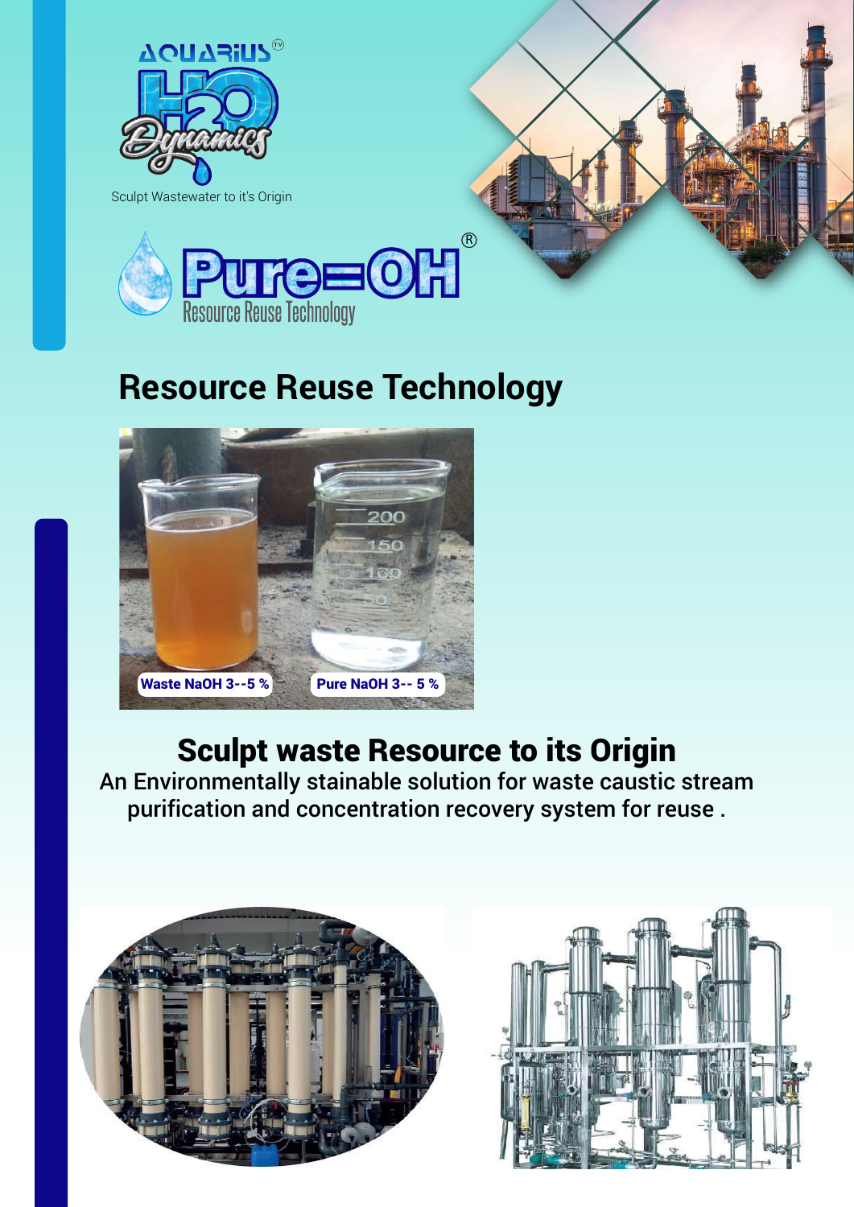AQUARIUS H2O Dynamics

Sculpt Wastewater to it's Origin

Pure=OH®

Resource Reuse Technology

# Resource Reuse Technology

Waste NaOH 3--5 %

Pure NaOH 3-- 5 %

## Sculpt waste Resource to its Origin

An Environmentally stainable solution for waste caustic stream purification and concentration recovery system for reuse .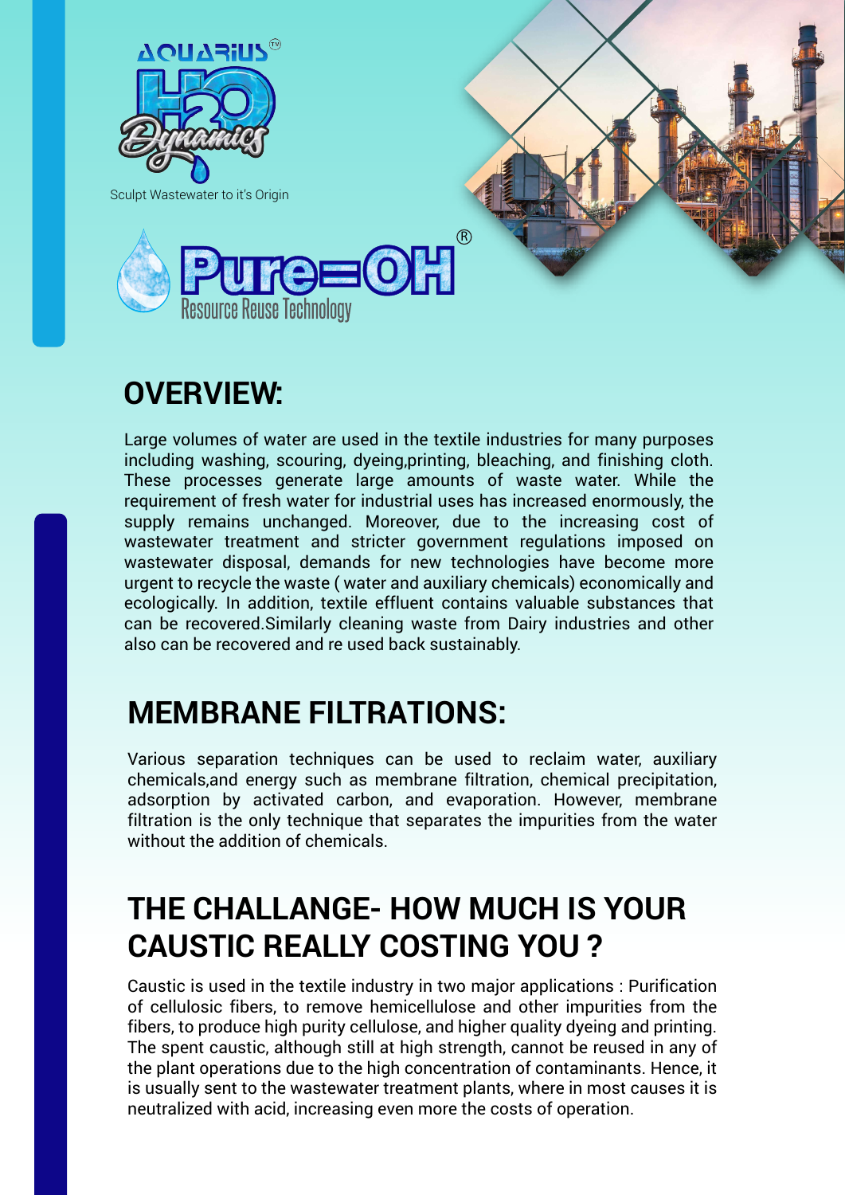AQUARIUS H2O Dynamics

Sculpt Wastewater to it's Origin

Pure=OH®

Resource Reuse Technology

## OVERVIEW:

Large volumes of water are used in the textile industries for many purposes including washing, scouring, dyeing,printing, bleaching, and finishing cloth. These processes generate large amounts of waste water. While the requirement of fresh water for industrial uses has increased enormously, the supply remains unchanged. Moreover, due to the increasing cost of wastewater treatment and stricter government regulations imposed on wastewater disposal, demands for new technologies have become more urgent to recycle the waste ( water and auxiliary chemicals) economically and ecologically. In addition, textile effluent contains valuable substances that can be recovered.Similarly cleaning waste from Dairy industries and other also can be recovered and re used back sustainably.

## MEMBRANE FILTRATIONS:

Various separation techniques can be used to reclaim water, auxiliary chemicals,and energy such as membrane filtration, chemical precipitation, adsorption by activated carbon, and evaporation. However, membrane filtration is the only technique that separates the impurities from the water without the addition of chemicals.

## THE CHALLANGE- HOW MUCH IS YOUR CAUSTIC REALLY COSTING YOU ?

Caustic is used in the textile industry in two major applications : Purification of cellulosic fibers, to remove hemicellulose and other impurities from the fibers, to produce high purity cellulose, and higher quality dyeing and printing. The spent caustic, although still at high strength, cannot be reused in any of the plant operations due to the high concentration of contaminants. Hence, it is usually sent to the wastewater treatment plants, where in most causes it is neutralized with acid, increasing even more the costs of operation.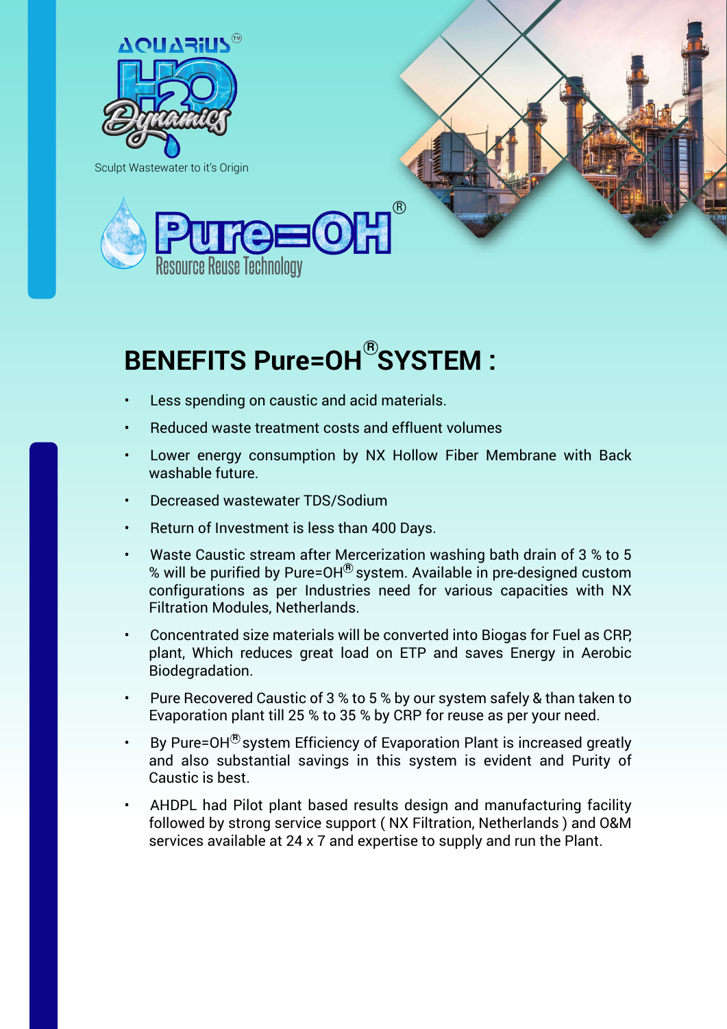AQUARIUS™

H2O Dynamics

Sculpt Wastewater to it's Origin

Pure=OH®

Resource Reuse Technology

# BENEFITS Pure=OH® SYSTEM :

- Less spending on caustic and acid materials.
- Reduced waste treatment costs and effluent volumes
- Lower energy consumption by NX Hollow Fiber Membrane with Back washable future.
- Decreased wastewater TDS/Sodium
- Return of Investment is less than 400 Days.
- Waste Caustic stream after Mercerization washing bath drain of 3 % to 5 % will be purified by Pure=OH® system. Available in pre-designed custom configurations as per Industries need for various capacities with NX Filtration Modules, Netherlands.
- Concentrated size materials will be converted into Biogas for Fuel as CRP, plant, Which reduces great load on ETP and saves Energy in Aerobic Biodegradation.
- Pure Recovered Caustic of 3 % to 5 % by our system safely & than taken to Evaporation plant till 25 % to 35 % by CRP for reuse as per your need.
- By Pure=OH® system Efficiency of Evaporation Plant is increased greatly and also substantial savings in this system is evident and Purity of Caustic is best.
- AHDPL had Pilot plant based results design and manufacturing facility followed by strong service support ( NX Filtration, Netherlands ) and O&M services available at 24 x 7 and expertise to supply and run the Plant.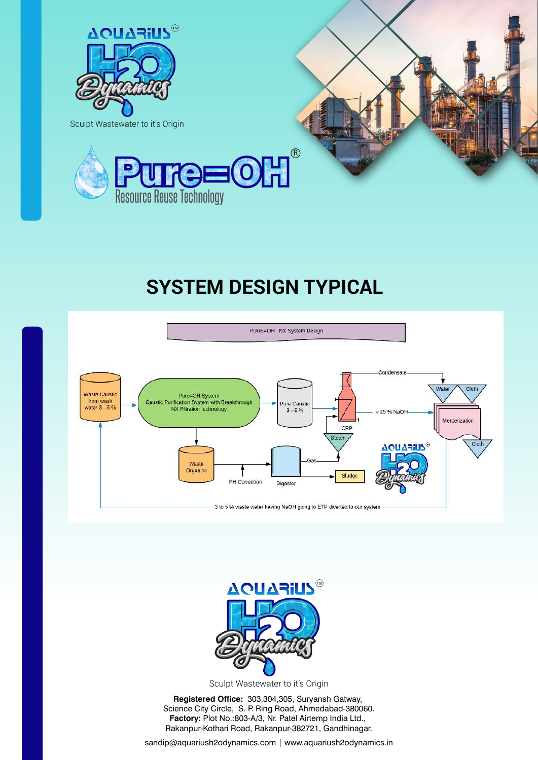AQUARIUS™ H2O Dynamics

Sculpt Wastewater to it's Origin

Pure=OH®

Resource Reuse Technology

# SYSTEM DESIGN TYPICAL

PURE=OH NX System Design

Waste Caustic from wash water 3---5 %

Pure=OH System
Caustic Purification System with Breakthrough NX Filtration technology

Pure Caustic 3---5 %

Condensate

CRP

Steam

> 25 % NaOH

Water

Cloth

Mercerization

Cloth

Waste Organics

PH Correction

Digestor

Gas

Sludge

3 to 5 % waste water having NaOH going to ETP diverted to our system

AQUARIUS™ H2O Dynamics

Sculpt Wastewater to it's Origin

**Registered Office:** 303,304,305, Suryansh Gatway,
Science City Circle, S. P. Ring Road, Ahmedabad-380060.
**Factory:** Plot No.:803-A/3, Nr. Patel Airtemp India Ltd.,
Rakanpur-Kothari Road, Rakanpur-382721, Gandhinagar.

sandip@aquariush2odynamics.com | www.aquariush2odynamics.in